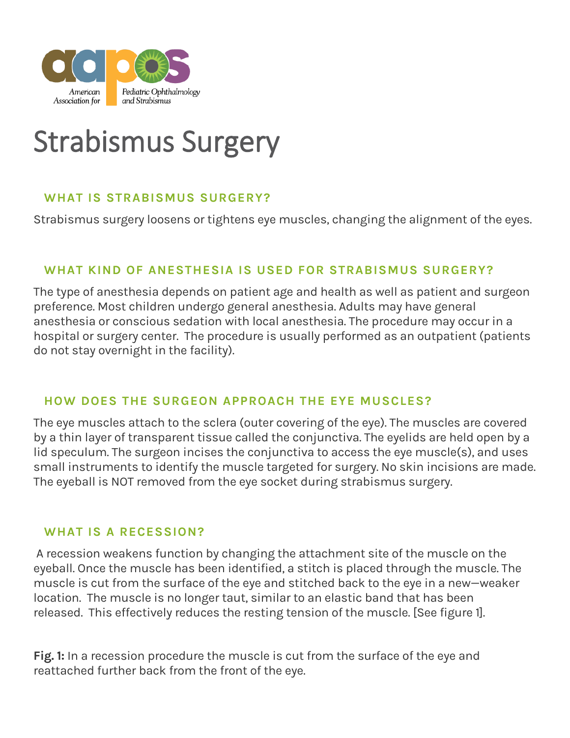American Association for Pediatric Ophthalmology and Strabismus

# Strabismus Surgery

## WHAT IS STRABISMUS SURGERY?

Strabismus surgery loosens or tightens eye muscles, changing the alignment of the eyes.

## WHAT KIND OF ANESTHESIA IS USED FOR STRABISMUS SURGERY?

The type of anesthesia depends on patient age and health as well as patient and surgeon preference. Most children undergo general anesthesia. Adults may have general anesthesia or conscious sedation with local anesthesia. The procedure may occur in a hospital or surgery center. The procedure is usually performed as an outpatient (patients do not stay overnight in the facility).

## HOW DOES THE SURGEON APPROACH THE EYE MUSCLES?

The eye muscles attach to the sclera (outer covering of the eye). The muscles are covered by a thin layer of transparent tissue called the conjunctiva. The eyelids are held open by a lid speculum. The surgeon incises the conjunctiva to access the eye muscle(s), and uses small instruments to identify the muscle targeted for surgery. No skin incisions are made. The eyeball is NOT removed from the eye socket during strabismus surgery.

## WHAT IS A RECESSION?

A recession weakens function by changing the attachment site of the muscle on the eyeball. Once the muscle has been identified, a stitch is placed through the muscle. The muscle is cut from the surface of the eye and stitched back to the eye in a new—weaker location. The muscle is no longer taut, similar to an elastic band that has been released. This effectively reduces the resting tension of the muscle. [See figure 1].

**Fig. 1:** In a recession procedure the muscle is cut from the surface of the eye and reattached further back from the front of the eye.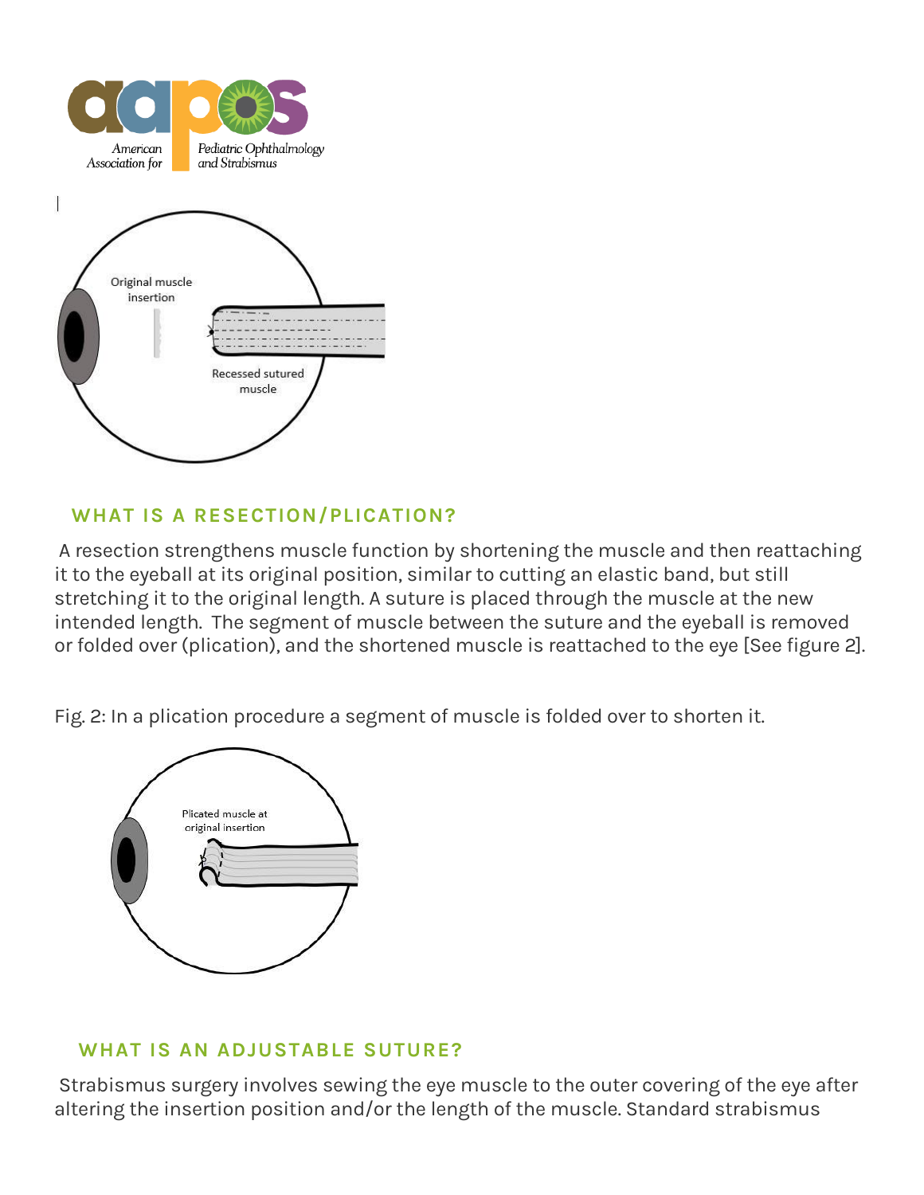## WHAT IS A RESECTION/PLICATION?

A resection strengthens muscle function by shortening the muscle and then reattaching it to the eyeball at its original position, similar to cutting an elastic band, but still stretching it to the original length. A suture is placed through the muscle at the new intended length. The segment of muscle between the suture and the eyeball is removed or folded over (plication), and the shortened muscle is reattached to the eye [See figure 2].

Fig. 2: In a plication procedure a segment of muscle is folded over to shorten it.

## WHAT IS AN ADJUSTABLE SUTURE?

Strabismus surgery involves sewing the eye muscle to the outer covering of the eye after altering the insertion position and/or the length of the muscle. Standard strabismus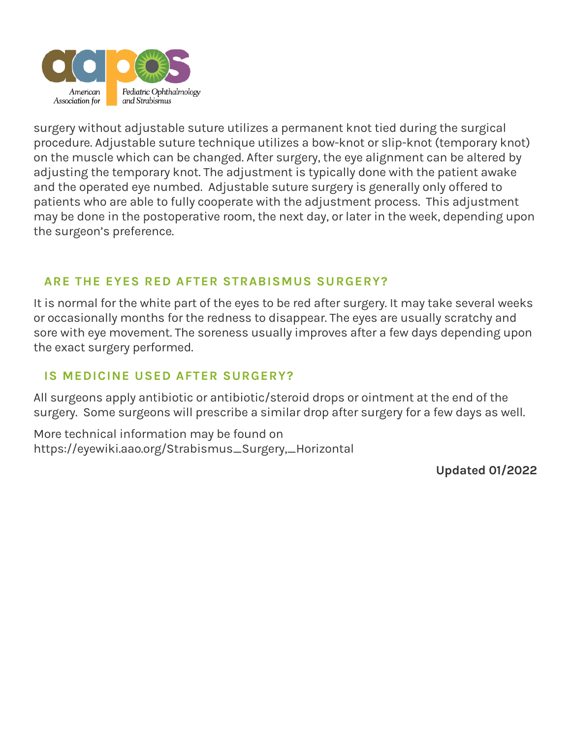surgery without adjustable suture utilizes a permanent knot tied during the surgical procedure. Adjustable suture technique utilizes a bow-knot or slip-knot (temporary knot) on the muscle which can be changed. After surgery, the eye alignment can be altered by adjusting the temporary knot. The adjustment is typically done with the patient awake and the operated eye numbed. Adjustable suture surgery is generally only offered to patients who are able to fully cooperate with the adjustment process. This adjustment may be done in the postoperative room, the next day, or later in the week, depending upon the surgeon's preference.

## ARE THE EYES RED AFTER STRABISMUS SURGERY?

It is normal for the white part of the eyes to be red after surgery. It may take several weeks or occasionally months for the redness to disappear. The eyes are usually scratchy and sore with eye movement. The soreness usually improves after a few days depending upon the exact surgery performed.

## IS MEDICINE USED AFTER SURGERY?

All surgeons apply antibiotic or antibiotic/steroid drops or ointment at the end of the surgery. Some surgeons will prescribe a similar drop after surgery for a few days as well.

More technical information may be found on https://eyewiki.aao.org/Strabismus_Surgery,_Horizontal

**Updated 01/2022**